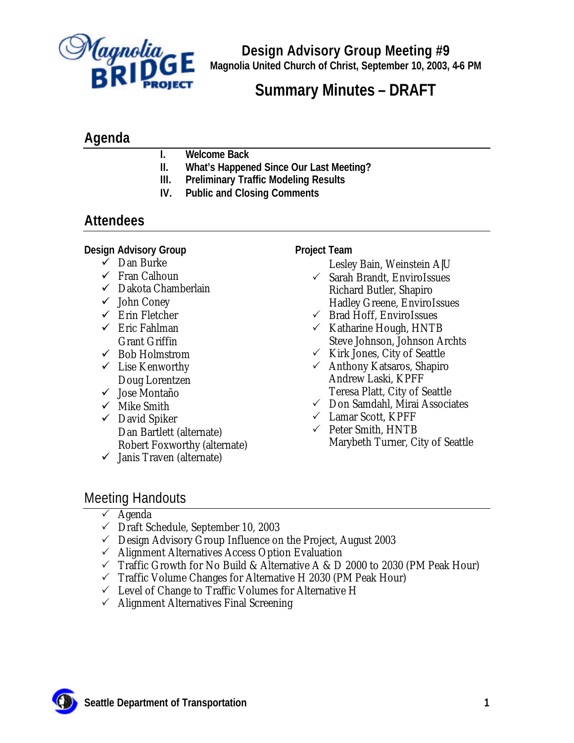# Design Advisory Group Meeting #9

**Magnolia United Church of Christ, September 10, 2003, 4-6 PM**

# Summary Minutes – DRAFT

## Agenda

- **I. Welcome Back**
- **II. What's Happened Since Our Last Meeting?**
- **III. Preliminary Traffic Modeling Results**
- **IV. Public and Closing Comments**

## Attendees

**Design Advisory Group**

- ✓ Dan Burke
- ✓ Fran Calhoun
- ✓ Dakota Chamberlain
- ✓ John Coney
- ✓ Erin Fletcher
- ✓ Eric Fahlman
- Grant Griffin
- ✓ Bob Holmstrom
- ✓ Lise Kenworthy
- Doug Lorentzen
- ✓ Jose Montaño
- ✓ Mike Smith
- ✓ David Spiker
- Dan Bartlett (alternate)
- Robert Foxworthy (alternate)
- ✓ Janis Traven (alternate)

**Project Team**

- Lesley Bain, Weinstein A|U
- ✓ Sarah Brandt, EnviroIssues
- Richard Butler, Shapiro
- Hadley Greene, EnviroIssues
- ✓ Brad Hoff, EnviroIssues
- ✓ Katharine Hough, HNTB
- Steve Johnson, Johnson Archts
- ✓ Kirk Jones, City of Seattle
- ✓ Anthony Katsaros, Shapiro
- Andrew Laski, KPFF
- Teresa Platt, City of Seattle
- ✓ Don Samdahl, Mirai Associates
- ✓ Lamar Scott, KPFF
- ✓ Peter Smith, HNTB
- Marybeth Turner, City of Seattle

## Meeting Handouts

- ✓ Agenda
- ✓ Draft Schedule, September 10, 2003
- ✓ Design Advisory Group Influence on the Project, August 2003
- ✓ Alignment Alternatives Access Option Evaluation
- ✓ Traffic Growth for No Build & Alternative A & D 2000 to 2030 (PM Peak Hour)
- ✓ Traffic Volume Changes for Alternative H 2030 (PM Peak Hour)
- ✓ Level of Change to Traffic Volumes for Alternative H
- ✓ Alignment Alternatives Final Screening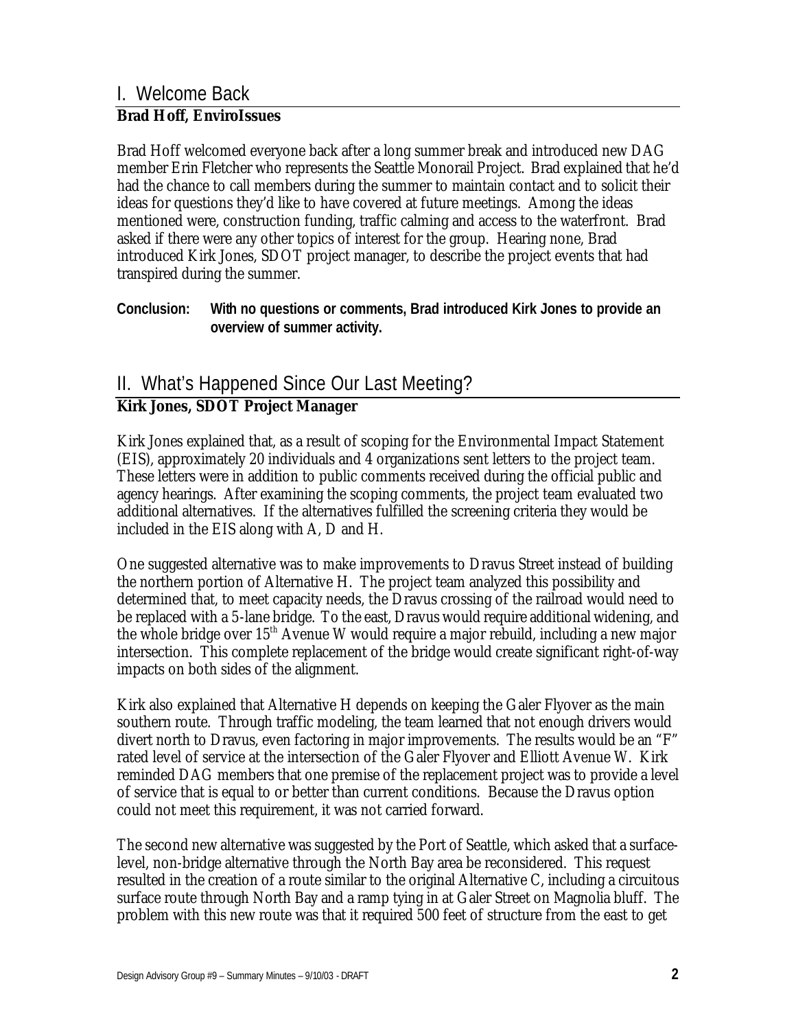## I. Welcome Back

**Brad Hoff, EnviroIssues**

Brad Hoff welcomed everyone back after a long summer break and introduced new DAG member Erin Fletcher who represents the Seattle Monorail Project. Brad explained that he'd had the chance to call members during the summer to maintain contact and to solicit their ideas for questions they'd like to have covered at future meetings. Among the ideas mentioned were, construction funding, traffic calming and access to the waterfront. Brad asked if there were any other topics of interest for the group. Hearing none, Brad introduced Kirk Jones, SDOT project manager, to describe the project events that had transpired during the summer.

**Conclusion: With no questions or comments, Brad introduced Kirk Jones to provide an overview of summer activity.**

## II. What's Happened Since Our Last Meeting?

**Kirk Jones, SDOT Project Manager**

Kirk Jones explained that, as a result of scoping for the Environmental Impact Statement (EIS), approximately 20 individuals and 4 organizations sent letters to the project team. These letters were in addition to public comments received during the official public and agency hearings. After examining the scoping comments, the project team evaluated two additional alternatives. If the alternatives fulfilled the screening criteria they would be included in the EIS along with A, D and H.

One suggested alternative was to make improvements to Dravus Street instead of building the northern portion of Alternative H. The project team analyzed this possibility and determined that, to meet capacity needs, the Dravus crossing of the railroad would need to be replaced with a 5-lane bridge. To the east, Dravus would require additional widening, and the whole bridge over 15th Avenue W would require a major rebuild, including a new major intersection. This complete replacement of the bridge would create significant right-of-way impacts on both sides of the alignment.

Kirk also explained that Alternative H depends on keeping the Galer Flyover as the main southern route. Through traffic modeling, the team learned that not enough drivers would divert north to Dravus, even factoring in major improvements. The results would be an "F" rated level of service at the intersection of the Galer Flyover and Elliott Avenue W. Kirk reminded DAG members that one premise of the replacement project was to provide a level of service that is equal to or better than current conditions. Because the Dravus option could not meet this requirement, it was not carried forward.

The second new alternative was suggested by the Port of Seattle, which asked that a surface-level, non-bridge alternative through the North Bay area be reconsidered. This request resulted in the creation of a route similar to the original Alternative C, including a circuitous surface route through North Bay and a ramp tying in at Galer Street on Magnolia bluff. The problem with this new route was that it required 500 feet of structure from the east to get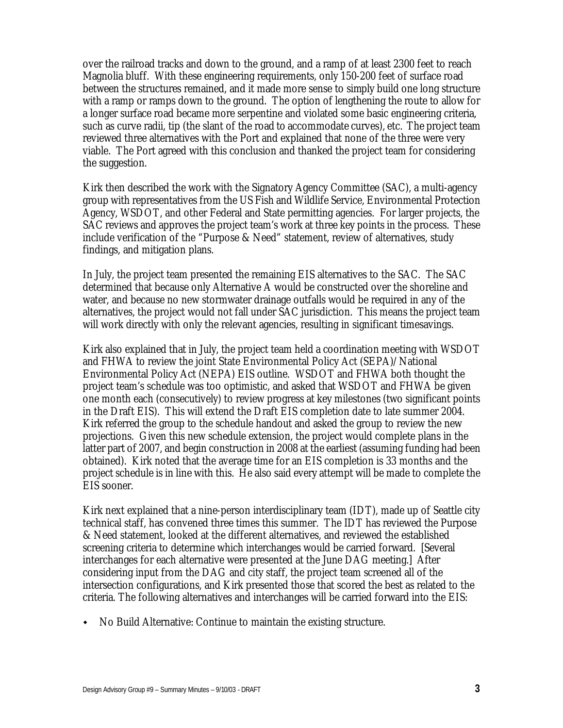over the railroad tracks and down to the ground, and a ramp of at least 2300 feet to reach Magnolia bluff. With these engineering requirements, only 150-200 feet of surface road between the structures remained, and it made more sense to simply build one long structure with a ramp or ramps down to the ground. The option of lengthening the route to allow for a longer surface road became more serpentine and violated some basic engineering criteria, such as curve radii, tip (the slant of the road to accommodate curves), etc. The project team reviewed three alternatives with the Port and explained that none of the three were very viable. The Port agreed with this conclusion and thanked the project team for considering the suggestion.

Kirk then described the work with the Signatory Agency Committee (SAC), a multi-agency group with representatives from the US Fish and Wildlife Service, Environmental Protection Agency, WSDOT, and other Federal and State permitting agencies. For larger projects, the SAC reviews and approves the project team's work at three key points in the process. These include verification of the "Purpose & Need" statement, review of alternatives, study findings, and mitigation plans.

In July, the project team presented the remaining EIS alternatives to the SAC. The SAC determined that because only Alternative A would be constructed over the shoreline and water, and because no new stormwater drainage outfalls would be required in any of the alternatives, the project would not fall under SAC jurisdiction. This means the project team will work directly with only the relevant agencies, resulting in significant timesavings.

Kirk also explained that in July, the project team held a coordination meeting with WSDOT and FHWA to review the joint State Environmental Policy Act (SEPA)/National Environmental Policy Act (NEPA) EIS outline. WSDOT and FHWA both thought the project team's schedule was too optimistic, and asked that WSDOT and FHWA be given one month each (consecutively) to review progress at key milestones (two significant points in the Draft EIS). This will extend the Draft EIS completion date to late summer 2004. Kirk referred the group to the schedule handout and asked the group to review the new projections. Given this new schedule extension, the project would complete plans in the latter part of 2007, and begin construction in 2008 at the earliest (assuming funding had been obtained). Kirk noted that the average time for an EIS completion is 33 months and the project schedule is in line with this. He also said every attempt will be made to complete the EIS sooner.

Kirk next explained that a nine-person interdisciplinary team (IDT), made up of Seattle city technical staff, has convened three times this summer. The IDT has reviewed the Purpose & Need statement, looked at the different alternatives, and reviewed the established screening criteria to determine which interchanges would be carried forward. [Several interchanges for each alternative were presented at the June DAG meeting.] After considering input from the DAG and city staff, the project team screened all of the intersection configurations, and Kirk presented those that scored the best as related to the criteria. The following alternatives and interchanges will be carried forward into the EIS:

- No Build Alternative: Continue to maintain the existing structure.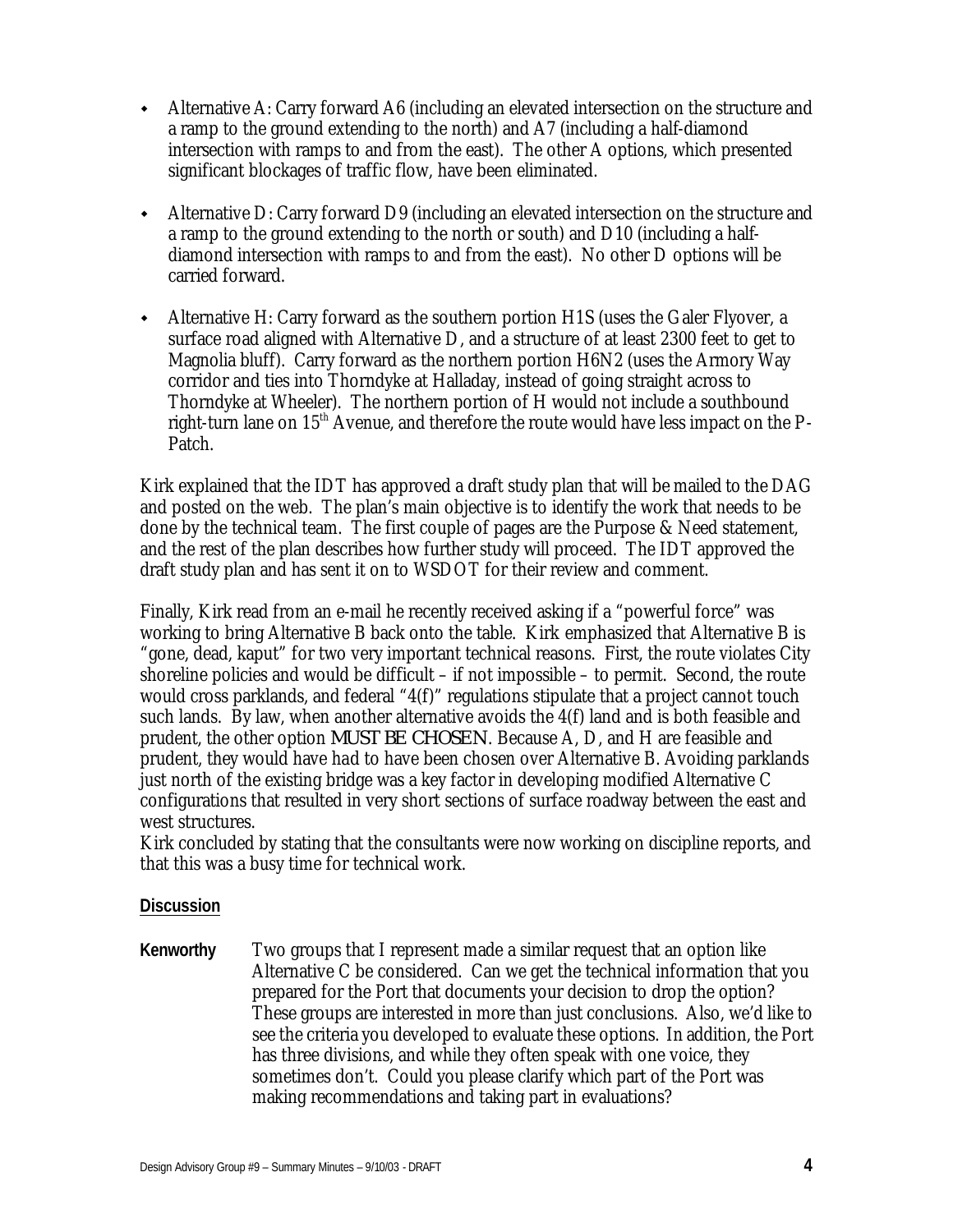- Alternative A: Carry forward A6 (including an elevated intersection on the structure and a ramp to the ground extending to the north) and A7 (including a half-diamond intersection with ramps to and from the east). The other A options, which presented significant blockages of traffic flow, have been eliminated.
- Alternative D: Carry forward D9 (including an elevated intersection on the structure and a ramp to the ground extending to the north or south) and D10 (including a half-diamond intersection with ramps to and from the east). No other D options will be carried forward.
- Alternative H: Carry forward as the southern portion H1S (uses the Galer Flyover, a surface road aligned with Alternative D, and a structure of at least 2300 feet to get to Magnolia bluff). Carry forward as the northern portion H6N2 (uses the Armory Way corridor and ties into Thorndyke at Halladay, instead of going straight across to Thorndyke at Wheeler). The northern portion of H would not include a southbound right-turn lane on 15th Avenue, and therefore the route would have less impact on the P-Patch.

Kirk explained that the IDT has approved a draft study plan that will be mailed to the DAG and posted on the web. The plan's main objective is to identify the work that needs to be done by the technical team. The first couple of pages are the Purpose & Need statement, and the rest of the plan describes how further study will proceed. The IDT approved the draft study plan and has sent it on to WSDOT for their review and comment.

Finally, Kirk read from an e-mail he recently received asking if a "powerful force" was working to bring Alternative B back onto the table. Kirk emphasized that Alternative B is "gone, dead, kaput" for two very important technical reasons. First, the route violates City shoreline policies and would be difficult – if not impossible – to permit. Second, the route would cross parklands, and federal "4(f)" regulations stipulate that a project cannot touch such lands. By law, when another alternative avoids the 4(f) land and is both feasible and prudent, the other option MUST BE CHOSEN. Because A, D, and H are feasible and prudent, they would have had to have been chosen over Alternative B. Avoiding parklands just north of the existing bridge was a key factor in developing modified Alternative C configurations that resulted in very short sections of surface roadway between the east and west structures.

Kirk concluded by stating that the consultants were now working on discipline reports, and that this was a busy time for technical work.

## Discussion

**Kenworthy** Two groups that I represent made a similar request that an option like Alternative C be considered. Can we get the technical information that you prepared for the Port that documents your decision to drop the option? These groups are interested in more than just conclusions. Also, we'd like to see the criteria you developed to evaluate these options. In addition, the Port has three divisions, and while they often speak with one voice, they sometimes don't. Could you please clarify which part of the Port was making recommendations and taking part in evaluations?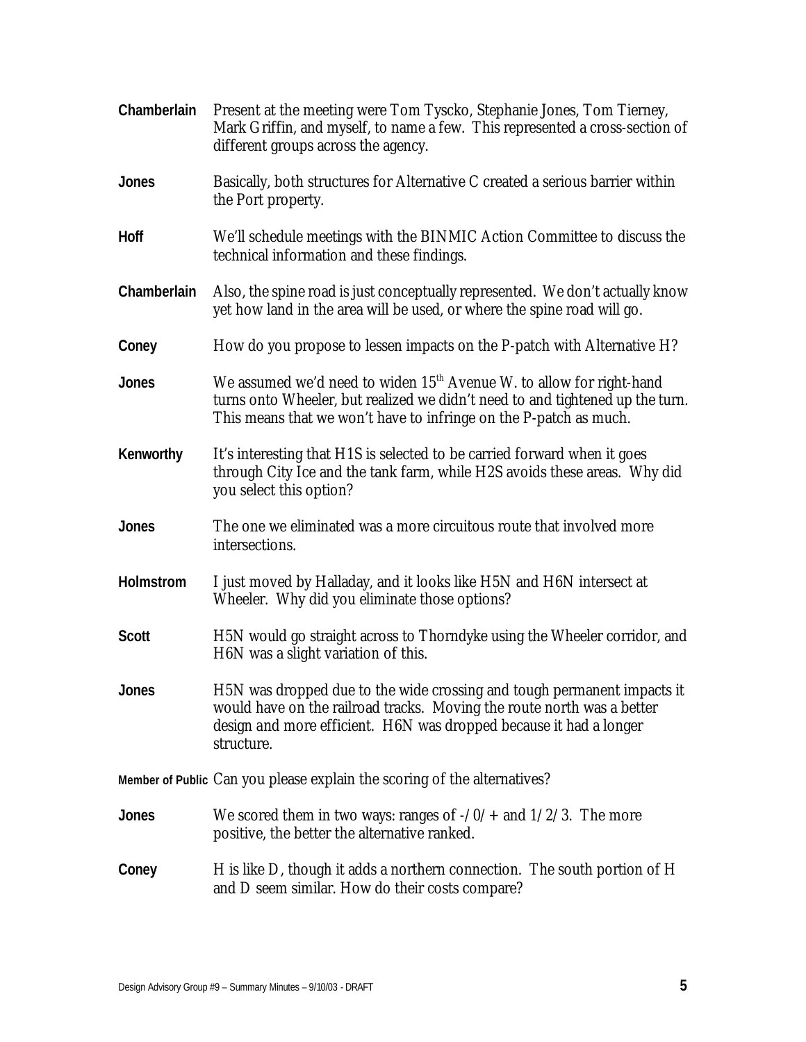**Chamberlain** Present at the meeting were Tom Tyscko, Stephanie Jones, Tom Tierney, Mark Griffin, and myself, to name a few. This represented a cross-section of different groups across the agency.

**Jones** Basically, both structures for Alternative C created a serious barrier within the Port property.

**Hoff** We'll schedule meetings with the BINMIC Action Committee to discuss the technical information and these findings.

**Chamberlain** Also, the spine road is just conceptually represented. We don't actually know yet how land in the area will be used, or where the spine road will go.

**Coney** How do you propose to lessen impacts on the P-patch with Alternative H?

**Jones** We assumed we'd need to widen 15th Avenue W. to allow for right-hand turns onto Wheeler, but realized we didn't need to and tightened up the turn. This means that we won't have to infringe on the P-patch as much.

**Kenworthy** It's interesting that H1S is selected to be carried forward when it goes through City Ice and the tank farm, while H2S avoids these areas. Why did you select this option?

**Jones** The one we eliminated was a more circuitous route that involved more intersections.

**Holmstrom** I just moved by Halladay, and it looks like H5N and H6N intersect at Wheeler. Why did you eliminate those options?

**Scott** H5N would go straight across to Thorndyke using the Wheeler corridor, and H6N was a slight variation of this.

**Jones** H5N was dropped due to the wide crossing and tough permanent impacts it would have on the railroad tracks. Moving the route north was a better design and more efficient. H6N was dropped because it had a longer structure.

**Member of Public** Can you please explain the scoring of the alternatives?

**Jones** We scored them in two ways: ranges of -/0/+ and 1/2/3. The more positive, the better the alternative ranked.

**Coney** H is like D, though it adds a northern connection. The south portion of H and D seem similar. How do their costs compare?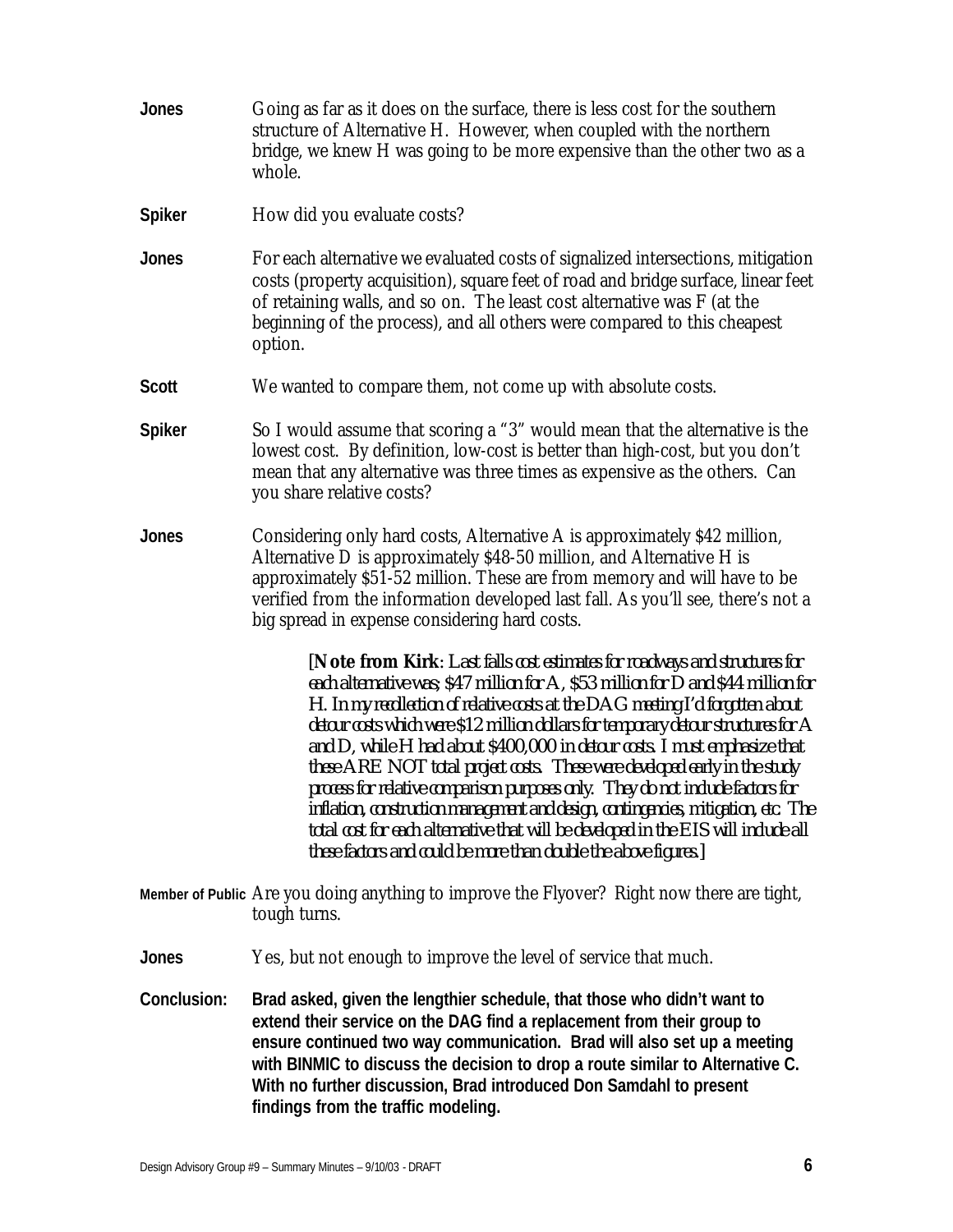**Jones** Going as far as it does on the surface, there is less cost for the southern structure of Alternative H. However, when coupled with the northern bridge, we knew H was going to be more expensive than the other two as a whole.

**Spiker** How did you evaluate costs?

**Jones** For each alternative we evaluated costs of signalized intersections, mitigation costs (property acquisition), square feet of road and bridge surface, linear feet of retaining walls, and so on. The least cost alternative was F (at the beginning of the process), and all others were compared to this cheapest option.

**Scott** We wanted to compare them, not come up with absolute costs.

**Spiker** So I would assume that scoring a "3" would mean that the alternative is the lowest cost. By definition, low-cost is better than high-cost, but you don't mean that any alternative was three times as expensive as the others. Can you share relative costs?

**Jones** Considering only hard costs, Alternative A is approximately $42 million, Alternative D is approximately $48-50 million, and Alternative H is approximately $51-52 million. These are from memory and will have to be verified from the information developed last fall. As you'll see, there's not a big spread in expense considering hard costs.

> *[**Note from Kirk**: Last falls cost estimates for roadways and structures for each alternative was; $47 million for A, $53 million for D and $44 million for H. In my recollection of relative costs at the DAG meeting I'd forgotten about detour costs which were $12 million dollars for temporary detour structures for A and D, while H had about $400,000 in detour costs. I must emphasize that these ARE NOT total project costs. These were developed early in the study process for relative comparison purposes only. They do not include factors for inflation, construction management and design, contingencies, mitigation, etc. The total cost for each alternative that will be developed in the EIS will include all these factors and could be more than double the above figures.]*

**Member of Public** Are you doing anything to improve the Flyover? Right now there are tight, tough turns.

**Jones** Yes, but not enough to improve the level of service that much.

**Conclusion:** **Brad asked, given the lengthier schedule, that those who didn't want to extend their service on the DAG find a replacement from their group to ensure continued two way communication. Brad will also set up a meeting with BINMIC to discuss the decision to drop a route similar to Alternative C. With no further discussion, Brad introduced Don Samdahl to present findings from the traffic modeling.**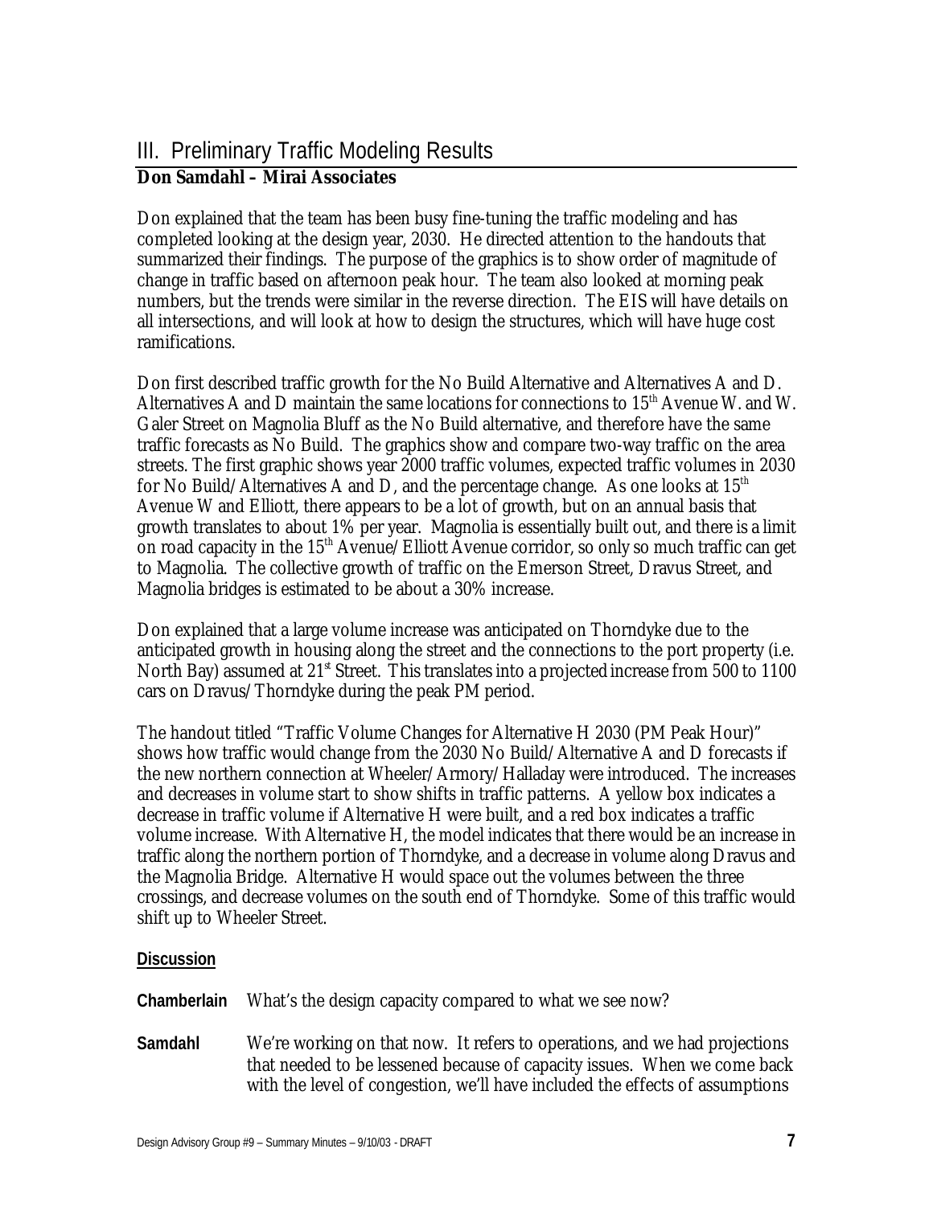## III. Preliminary Traffic Modeling Results

**Don Samdahl – Mirai Associates**

Don explained that the team has been busy fine-tuning the traffic modeling and has completed looking at the design year, 2030. He directed attention to the handouts that summarized their findings. The purpose of the graphics is to show order of magnitude of change in traffic based on afternoon peak hour. The team also looked at morning peak numbers, but the trends were similar in the reverse direction. The EIS will have details on all intersections, and will look at how to design the structures, which will have huge cost ramifications.

Don first described traffic growth for the No Build Alternative and Alternatives A and D. Alternatives A and D maintain the same locations for connections to 15th Avenue W. and W. Galer Street on Magnolia Bluff as the No Build alternative, and therefore have the same traffic forecasts as No Build. The graphics show and compare two-way traffic on the area streets. The first graphic shows year 2000 traffic volumes, expected traffic volumes in 2030 for No Build/Alternatives A and D, and the percentage change. As one looks at 15th Avenue W and Elliott, there appears to be a lot of growth, but on an annual basis that growth translates to about 1% per year. Magnolia is essentially built out, and there is a limit on road capacity in the 15th Avenue/Elliott Avenue corridor, so only so much traffic can get to Magnolia. The collective growth of traffic on the Emerson Street, Dravus Street, and Magnolia bridges is estimated to be about a 30% increase.

Don explained that a large volume increase was anticipated on Thorndyke due to the anticipated growth in housing along the street and the connections to the port property (i.e. North Bay) assumed at 21st Street. This translates into a projected increase from 500 to 1100 cars on Dravus/Thorndyke during the peak PM period.

The handout titled "Traffic Volume Changes for Alternative H 2030 (PM Peak Hour)" shows how traffic would change from the 2030 No Build/Alternative A and D forecasts if the new northern connection at Wheeler/Armory/Halladay were introduced. The increases and decreases in volume start to show shifts in traffic patterns. A yellow box indicates a decrease in traffic volume if Alternative H were built, and a red box indicates a traffic volume increase. With Alternative H, the model indicates that there would be an increase in traffic along the northern portion of Thorndyke, and a decrease in volume along Dravus and the Magnolia Bridge. Alternative H would space out the volumes between the three crossings, and decrease volumes on the south end of Thorndyke. Some of this traffic would shift up to Wheeler Street.

**Discussion**

**Chamberlain** What's the design capacity compared to what we see now?

**Samdahl** We're working on that now. It refers to operations, and we had projections that needed to be lessened because of capacity issues. When we come back with the level of congestion, we'll have included the effects of assumptions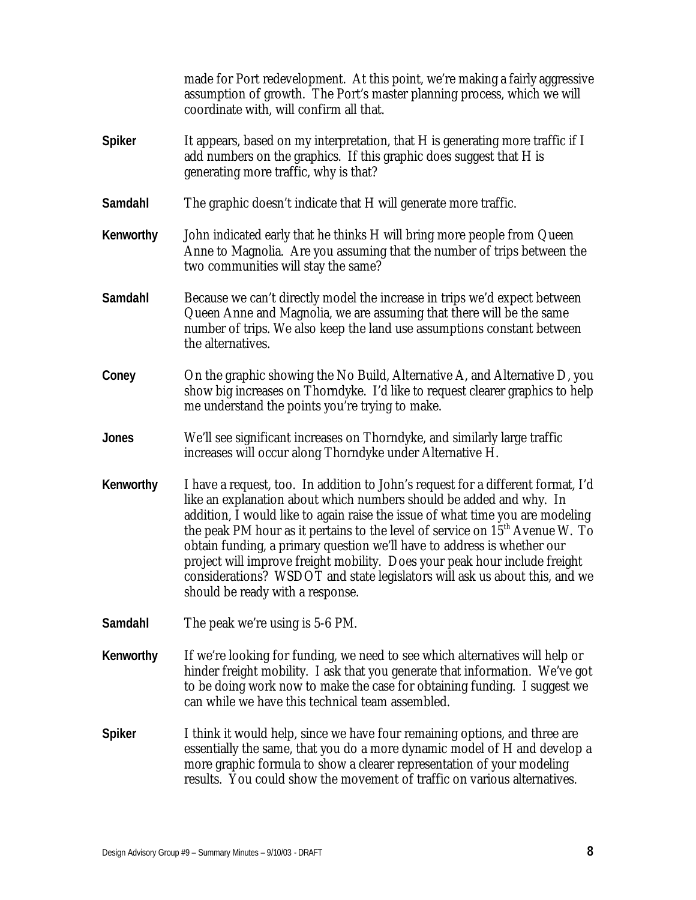made for Port redevelopment. At this point, we're making a fairly aggressive assumption of growth. The Port's master planning process, which we will coordinate with, will confirm all that.

**Spiker** It appears, based on my interpretation, that H is generating more traffic if I add numbers on the graphics. If this graphic does suggest that H is generating more traffic, why is that?

**Samdahl** The graphic doesn't indicate that H will generate more traffic.

**Kenworthy** John indicated early that he thinks H will bring more people from Queen Anne to Magnolia. Are you assuming that the number of trips between the two communities will stay the same?

**Samdahl** Because we can't directly model the increase in trips we'd expect between Queen Anne and Magnolia, we are assuming that there will be the same number of trips. We also keep the land use assumptions constant between the alternatives.

**Coney** On the graphic showing the No Build, Alternative A, and Alternative D, you show big increases on Thorndyke. I'd like to request clearer graphics to help me understand the points you're trying to make.

**Jones** We'll see significant increases on Thorndyke, and similarly large traffic increases will occur along Thorndyke under Alternative H.

**Kenworthy** I have a request, too. In addition to John's request for a different format, I'd like an explanation about which numbers should be added and why. In addition, I would like to again raise the issue of what time you are modeling the peak PM hour as it pertains to the level of service on 15th Avenue W. To obtain funding, a primary question we'll have to address is whether our project will improve freight mobility. Does your peak hour include freight considerations? WSDOT and state legislators will ask us about this, and we should be ready with a response.

**Samdahl** The peak we're using is 5-6 PM.

**Kenworthy** If we're looking for funding, we need to see which alternatives will help or hinder freight mobility. I ask that you generate that information. We've got to be doing work now to make the case for obtaining funding. I suggest we can while we have this technical team assembled.

**Spiker** I think it would help, since we have four remaining options, and three are essentially the same, that you do a more dynamic model of H and develop a more graphic formula to show a clearer representation of your modeling results. You could show the movement of traffic on various alternatives.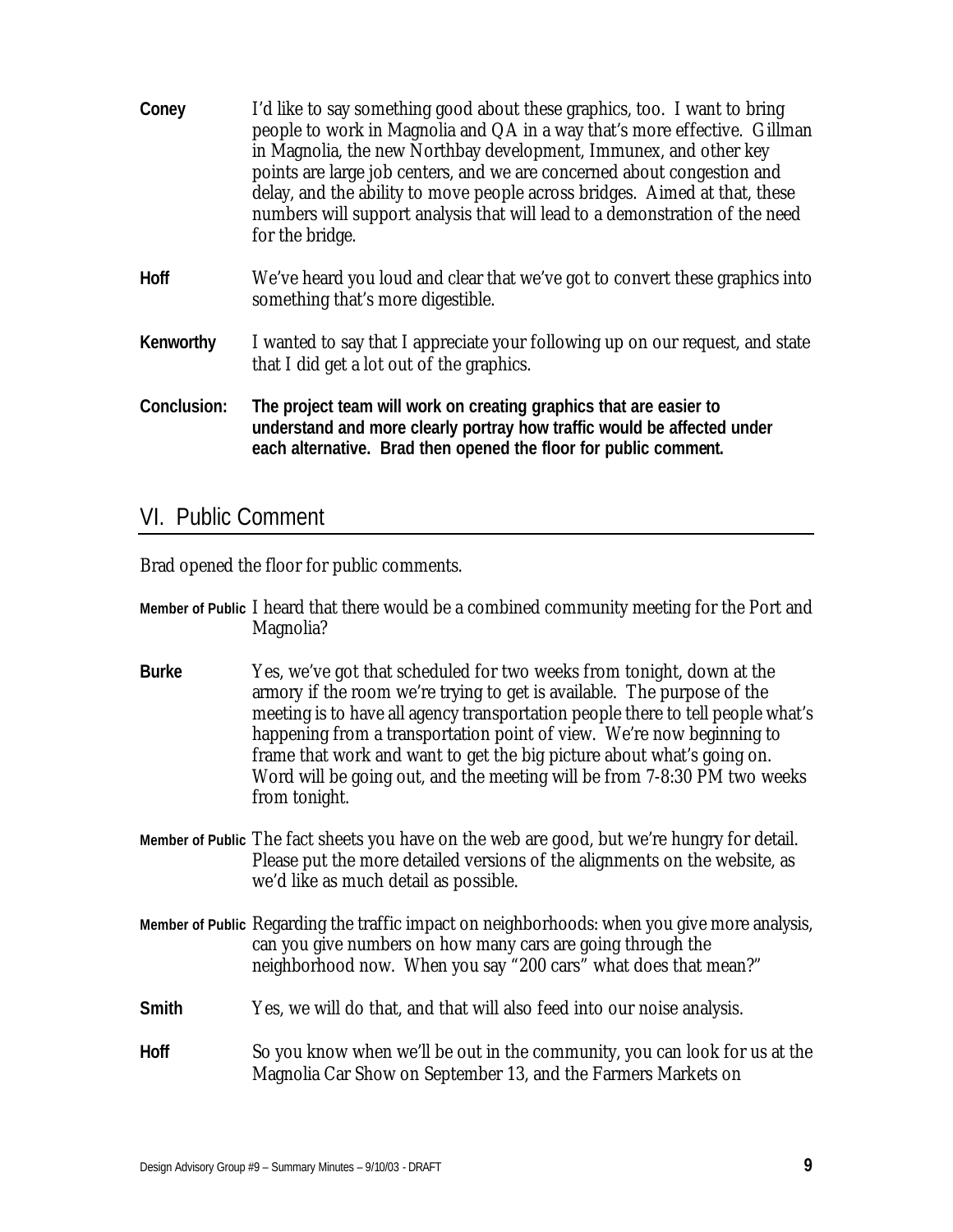**Coney** I'd like to say something good about these graphics, too. I want to bring people to work in Magnolia and QA in a way that's more effective. Gillman in Magnolia, the new Northbay development, Immunex, and other key points are large job centers, and we are concerned about congestion and delay, and the ability to move people across bridges. Aimed at that, these numbers will support analysis that will lead to a demonstration of the need for the bridge.

**Hoff** We've heard you loud and clear that we've got to convert these graphics into something that's more digestible.

**Kenworthy** I wanted to say that I appreciate your following up on our request, and state that I did get a lot out of the graphics.

**Conclusion:** **The project team will work on creating graphics that are easier to understand and more clearly portray how traffic would be affected under each alternative. Brad then opened the floor for public comment.**

## VI. Public Comment

Brad opened the floor for public comments.

**Member of Public** I heard that there would be a combined community meeting for the Port and Magnolia?

**Burke** Yes, we've got that scheduled for two weeks from tonight, down at the armory if the room we're trying to get is available. The purpose of the meeting is to have all agency transportation people there to tell people what's happening from a transportation point of view. We're now beginning to frame that work and want to get the big picture about what's going on. Word will be going out, and the meeting will be from 7-8:30 PM two weeks from tonight.

**Member of Public** The fact sheets you have on the web are good, but we're hungry for detail. Please put the more detailed versions of the alignments on the website, as we'd like as much detail as possible.

**Member of Public** Regarding the traffic impact on neighborhoods: when you give more analysis, can you give numbers on how many cars are going through the neighborhood now. When you say "200 cars" what does that mean?"

**Smith** Yes, we will do that, and that will also feed into our noise analysis.

**Hoff** So you know when we'll be out in the community, you can look for us at the Magnolia Car Show on September 13, and the Farmers Markets on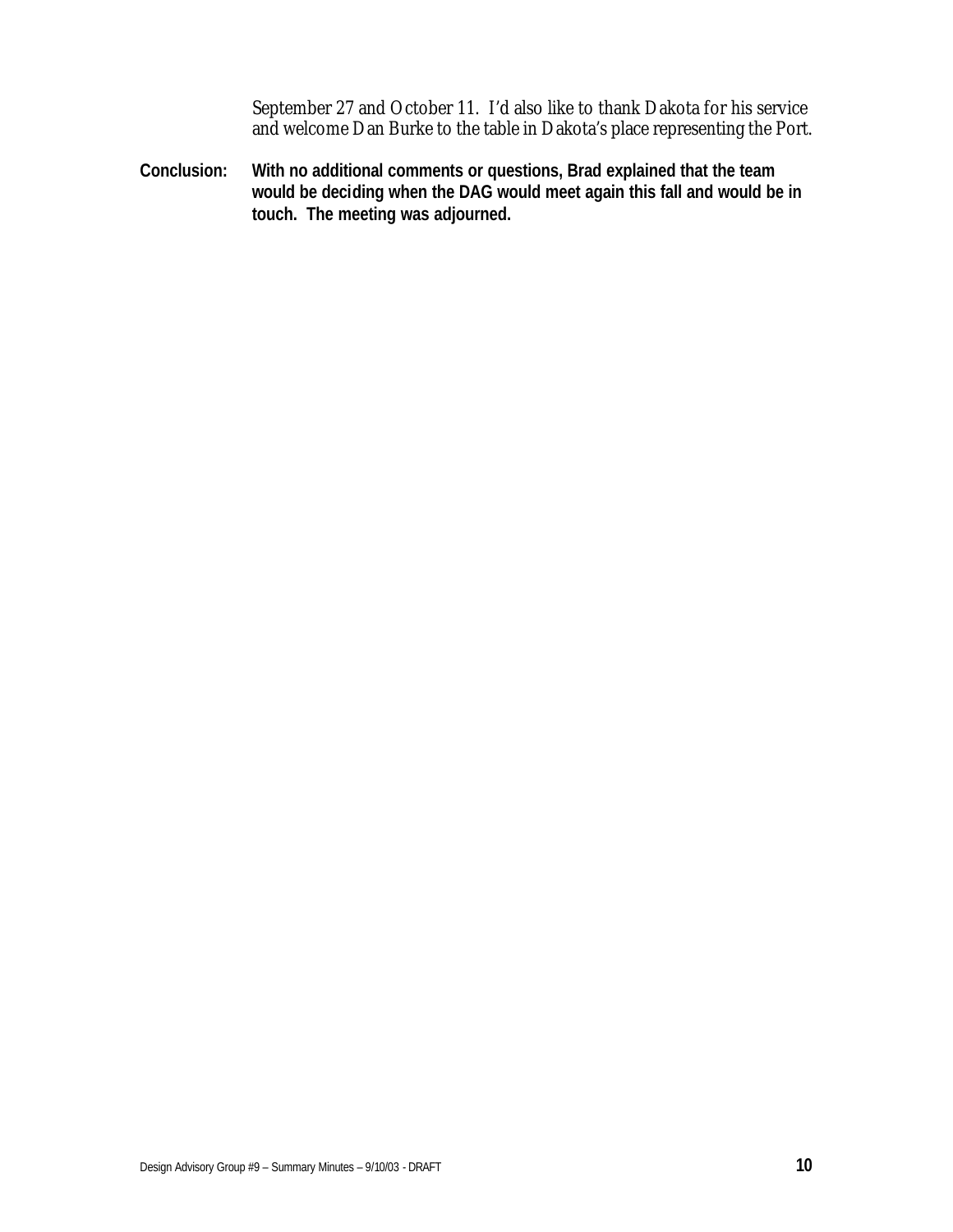September 27 and October 11. I'd also like to thank Dakota for his service and welcome Dan Burke to the table in Dakota's place representing the Port.

**Conclusion:** **With no additional comments or questions, Brad explained that the team would be deciding when the DAG would meet again this fall and would be in touch. The meeting was adjourned.**